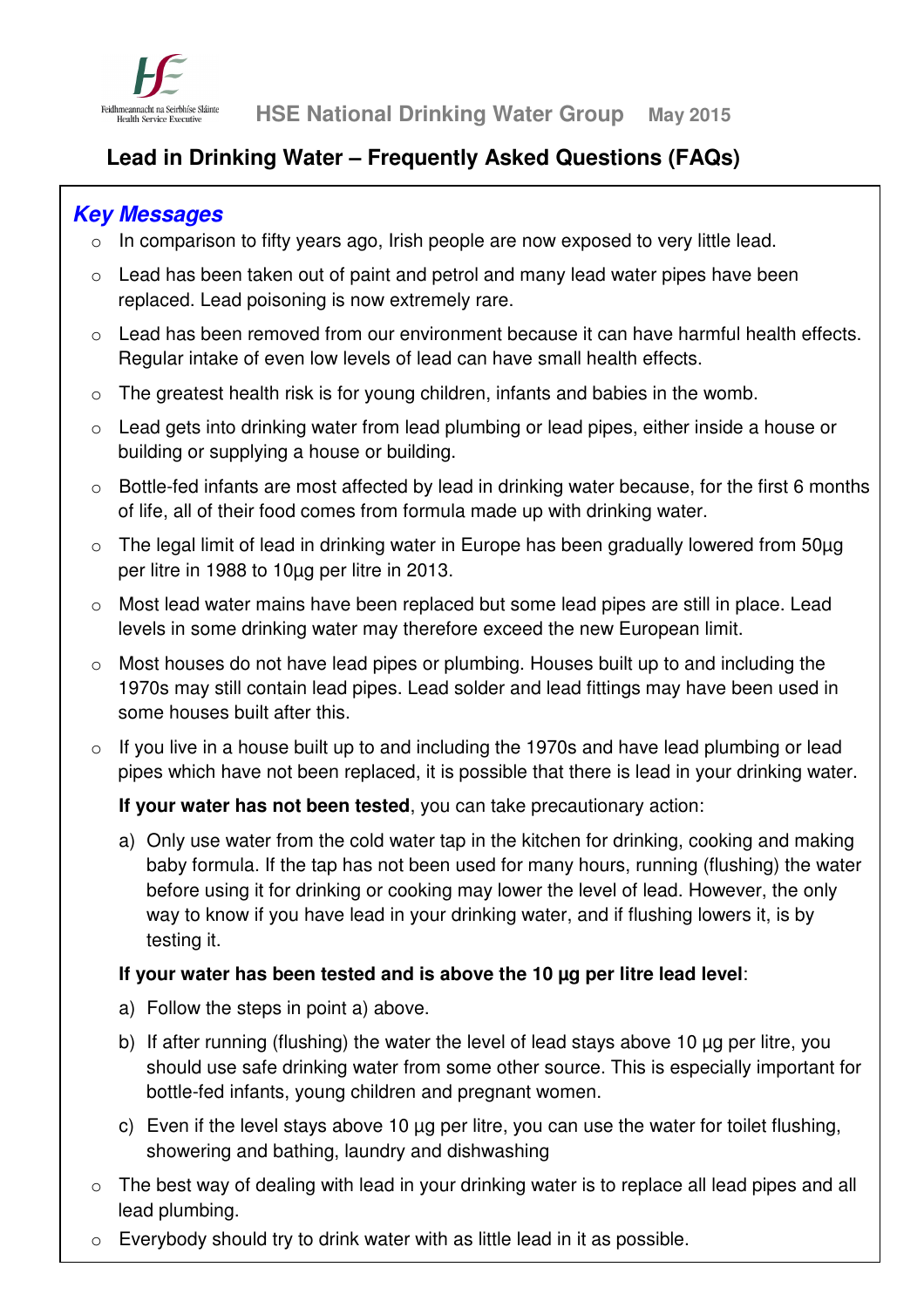HSE National Drinking Water Group May 2015

# Lead in Drinking Water – Frequently Asked Questions (FAQs)

## *Key Messages*

- In comparison to fifty years ago, Irish people are now exposed to very little lead.
- Lead has been taken out of paint and petrol and many lead water pipes have been replaced. Lead poisoning is now extremely rare.
- Lead has been removed from our environment because it can have harmful health effects. Regular intake of even low levels of lead can have small health effects.
- The greatest health risk is for young children, infants and babies in the womb.
- Lead gets into drinking water from lead plumbing or lead pipes, either inside a house or building or supplying a house or building.
- Bottle-fed infants are most affected by lead in drinking water because, for the first 6 months of life, all of their food comes from formula made up with drinking water.
- The legal limit of lead in drinking water in Europe has been gradually lowered from 50µg per litre in 1988 to 10µg per litre in 2013.
- Most lead water mains have been replaced but some lead pipes are still in place. Lead levels in some drinking water may therefore exceed the new European limit.
- Most houses do not have lead pipes or plumbing. Houses built up to and including the 1970s may still contain lead pipes. Lead solder and lead fittings may have been used in some houses built after this.
- If you live in a house built up to and including the 1970s and have lead plumbing or lead pipes which have not been replaced, it is possible that there is lead in your drinking water.

  **If your water has not been tested**, you can take precautionary action:

  a) Only use water from the cold water tap in the kitchen for drinking, cooking and making baby formula. If the tap has not been used for many hours, running (flushing) the water before using it for drinking or cooking may lower the level of lead. However, the only way to know if you have lead in your drinking water, and if flushing lowers it, is by testing it.

  **If your water has been tested and is above the 10 µg per litre lead level**:

  a) Follow the steps in point a) above.
  b) If after running (flushing) the water the level of lead stays above 10 µg per litre, you should use safe drinking water from some other source. This is especially important for bottle-fed infants, young children and pregnant women.
  c) Even if the level stays above 10 µg per litre, you can use the water for toilet flushing, showering and bathing, laundry and dishwashing

- The best way of dealing with lead in your drinking water is to replace all lead pipes and all lead plumbing.
- Everybody should try to drink water with as little lead in it as possible.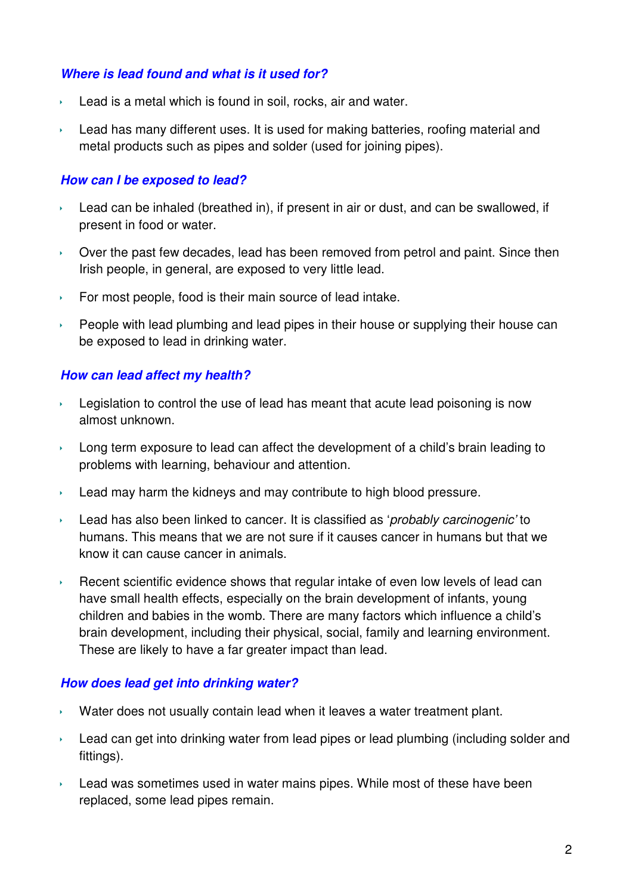### *Where is lead found and what is it used for?*

- Lead is a metal which is found in soil, rocks, air and water.
- Lead has many different uses. It is used for making batteries, roofing material and metal products such as pipes and solder (used for joining pipes).

### *How can I be exposed to lead?*

- Lead can be inhaled (breathed in), if present in air or dust, and can be swallowed, if present in food or water.
- Over the past few decades, lead has been removed from petrol and paint. Since then Irish people, in general, are exposed to very little lead.
- For most people, food is their main source of lead intake.
- People with lead plumbing and lead pipes in their house or supplying their house can be exposed to lead in drinking water.

### *How can lead affect my health?*

- Legislation to control the use of lead has meant that acute lead poisoning is now almost unknown.
- Long term exposure to lead can affect the development of a child's brain leading to problems with learning, behaviour and attention.
- Lead may harm the kidneys and may contribute to high blood pressure.
- Lead has also been linked to cancer. It is classified as '*probably carcinogenic'* to humans. This means that we are not sure if it causes cancer in humans but that we know it can cause cancer in animals.
- Recent scientific evidence shows that regular intake of even low levels of lead can have small health effects, especially on the brain development of infants, young children and babies in the womb. There are many factors which influence a child's brain development, including their physical, social, family and learning environment. These are likely to have a far greater impact than lead.

### *How does lead get into drinking water?*

- Water does not usually contain lead when it leaves a water treatment plant.
- Lead can get into drinking water from lead pipes or lead plumbing (including solder and fittings).
- Lead was sometimes used in water mains pipes. While most of these have been replaced, some lead pipes remain.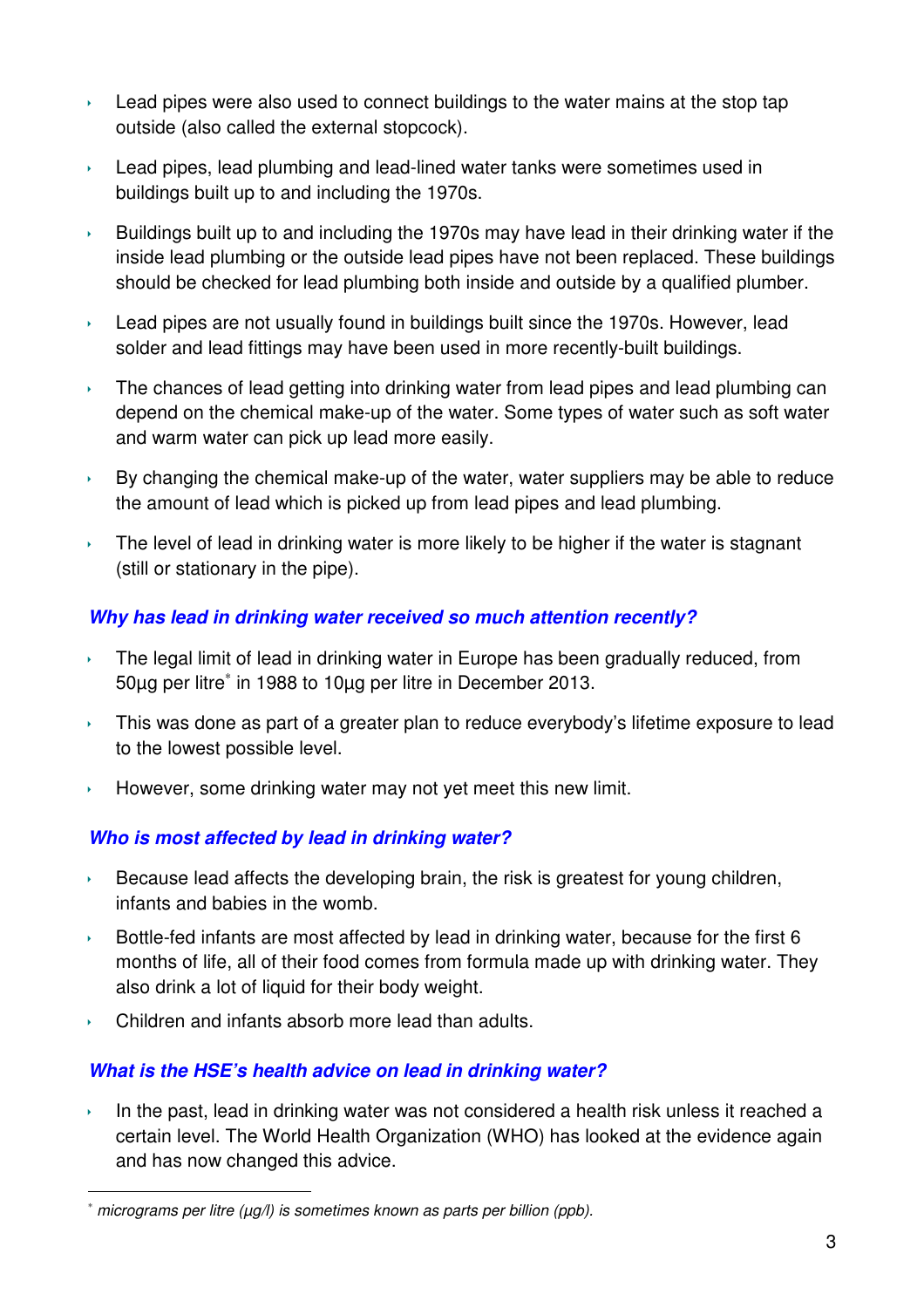- Lead pipes were also used to connect buildings to the water mains at the stop tap outside (also called the external stopcock).
- Lead pipes, lead plumbing and lead-lined water tanks were sometimes used in buildings built up to and including the 1970s.
- Buildings built up to and including the 1970s may have lead in their drinking water if the inside lead plumbing or the outside lead pipes have not been replaced. These buildings should be checked for lead plumbing both inside and outside by a qualified plumber.
- Lead pipes are not usually found in buildings built since the 1970s. However, lead solder and lead fittings may have been used in more recently-built buildings.
- The chances of lead getting into drinking water from lead pipes and lead plumbing can depend on the chemical make-up of the water. Some types of water such as soft water and warm water can pick up lead more easily.
- By changing the chemical make-up of the water, water suppliers may be able to reduce the amount of lead which is picked up from lead pipes and lead plumbing.
- The level of lead in drinking water is more likely to be higher if the water is stagnant (still or stationary in the pipe).

### *Why has lead in drinking water received so much attention recently?*

- The legal limit of lead in drinking water in Europe has been gradually reduced, from 50µg per litre* in 1988 to 10µg per litre in December 2013.
- This was done as part of a greater plan to reduce everybody's lifetime exposure to lead to the lowest possible level.
- However, some drinking water may not yet meet this new limit.

### *Who is most affected by lead in drinking water?*

- Because lead affects the developing brain, the risk is greatest for young children, infants and babies in the womb.
- Bottle-fed infants are most affected by lead in drinking water, because for the first 6 months of life, all of their food comes from formula made up with drinking water. They also drink a lot of liquid for their body weight.
- Children and infants absorb more lead than adults.

### *What is the HSE's health advice on lead in drinking water?*

- In the past, lead in drinking water was not considered a health risk unless it reached a certain level. The World Health Organization (WHO) has looked at the evidence again and has now changed this advice.

---

\* *micrograms per litre (µg/l) is sometimes known as parts per billion (ppb).*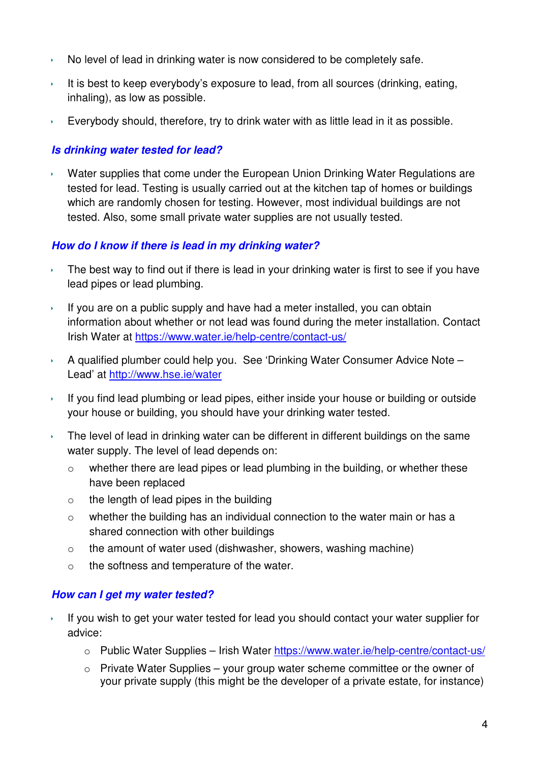- No level of lead in drinking water is now considered to be completely safe.
- It is best to keep everybody's exposure to lead, from all sources (drinking, eating, inhaling), as low as possible.
- Everybody should, therefore, try to drink water with as little lead in it as possible.

### *Is drinking water tested for lead?*

- Water supplies that come under the European Union Drinking Water Regulations are tested for lead. Testing is usually carried out at the kitchen tap of homes or buildings which are randomly chosen for testing. However, most individual buildings are not tested. Also, some small private water supplies are not usually tested.

### *How do I know if there is lead in my drinking water?*

- The best way to find out if there is lead in your drinking water is first to see if you have lead pipes or lead plumbing.
- If you are on a public supply and have had a meter installed, you can obtain information about whether or not lead was found during the meter installation. Contact Irish Water at [https://www.water.ie/help-centre/contact-us/](https://www.water.ie/help-centre/contact-us/)
- A qualified plumber could help you. See 'Drinking Water Consumer Advice Note – Lead' at [http://www.hse.ie/water](http://www.hse.ie/water)
- If you find lead plumbing or lead pipes, either inside your house or building or outside your house or building, you should have your drinking water tested.
- The level of lead in drinking water can be different in different buildings on the same water supply. The level of lead depends on:
  - whether there are lead pipes or lead plumbing in the building, or whether these have been replaced
  - the length of lead pipes in the building
  - whether the building has an individual connection to the water main or has a shared connection with other buildings
  - the amount of water used (dishwasher, showers, washing machine)
  - the softness and temperature of the water.

### *How can I get my water tested?*

- If you wish to get your water tested for lead you should contact your water supplier for advice:
  - Public Water Supplies – Irish Water [https://www.water.ie/help-centre/contact-us/](https://www.water.ie/help-centre/contact-us/)
  - Private Water Supplies – your group water scheme committee or the owner of your private supply (this might be the developer of a private estate, for instance)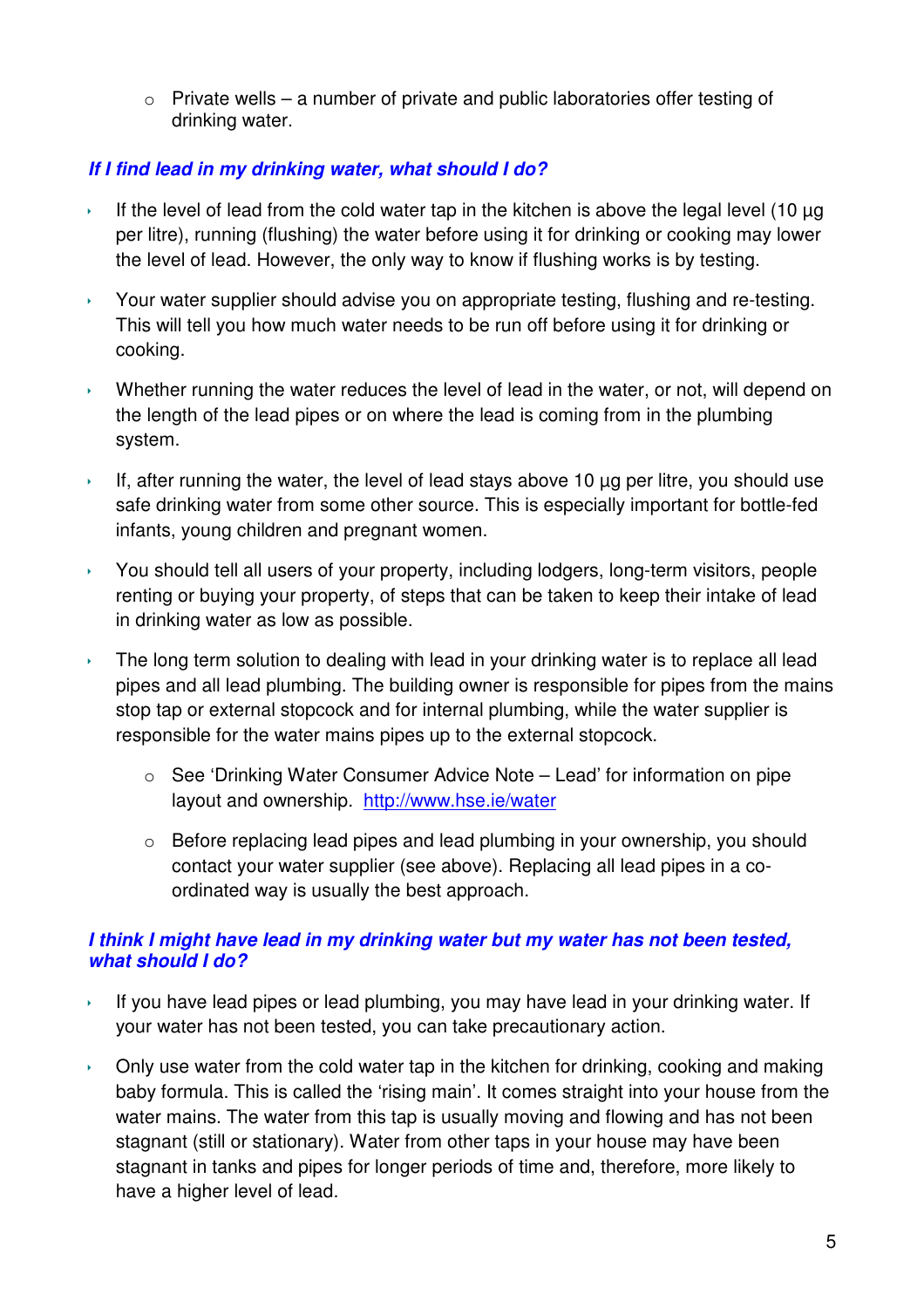- Private wells – a number of private and public laboratories offer testing of drinking water.

### *If I find lead in my drinking water, what should I do?*

- If the level of lead from the cold water tap in the kitchen is above the legal level (10 µg per litre), running (flushing) the water before using it for drinking or cooking may lower the level of lead. However, the only way to know if flushing works is by testing.
- Your water supplier should advise you on appropriate testing, flushing and re-testing. This will tell you how much water needs to be run off before using it for drinking or cooking.
- Whether running the water reduces the level of lead in the water, or not, will depend on the length of the lead pipes or on where the lead is coming from in the plumbing system.
- If, after running the water, the level of lead stays above 10 µg per litre, you should use safe drinking water from some other source. This is especially important for bottle-fed infants, young children and pregnant women.
- You should tell all users of your property, including lodgers, long-term visitors, people renting or buying your property, of steps that can be taken to keep their intake of lead in drinking water as low as possible.
- The long term solution to dealing with lead in your drinking water is to replace all lead pipes and all lead plumbing. The building owner is responsible for pipes from the mains stop tap or external stopcock and for internal plumbing, while the water supplier is responsible for the water mains pipes up to the external stopcock.
   - See 'Drinking Water Consumer Advice Note – Lead' for information on pipe layout and ownership. [http://www.hse.ie/water](http://www.hse.ie/water)
   - Before replacing lead pipes and lead plumbing in your ownership, you should contact your water supplier (see above). Replacing all lead pipes in a co-ordinated way is usually the best approach.

### *I think I might have lead in my drinking water but my water has not been tested, what should I do?*

- If you have lead pipes or lead plumbing, you may have lead in your drinking water. If your water has not been tested, you can take precautionary action.
- Only use water from the cold water tap in the kitchen for drinking, cooking and making baby formula. This is called the 'rising main'. It comes straight into your house from the water mains. The water from this tap is usually moving and flowing and has not been stagnant (still or stationary). Water from other taps in your house may have been stagnant in tanks and pipes for longer periods of time and, therefore, more likely to have a higher level of lead.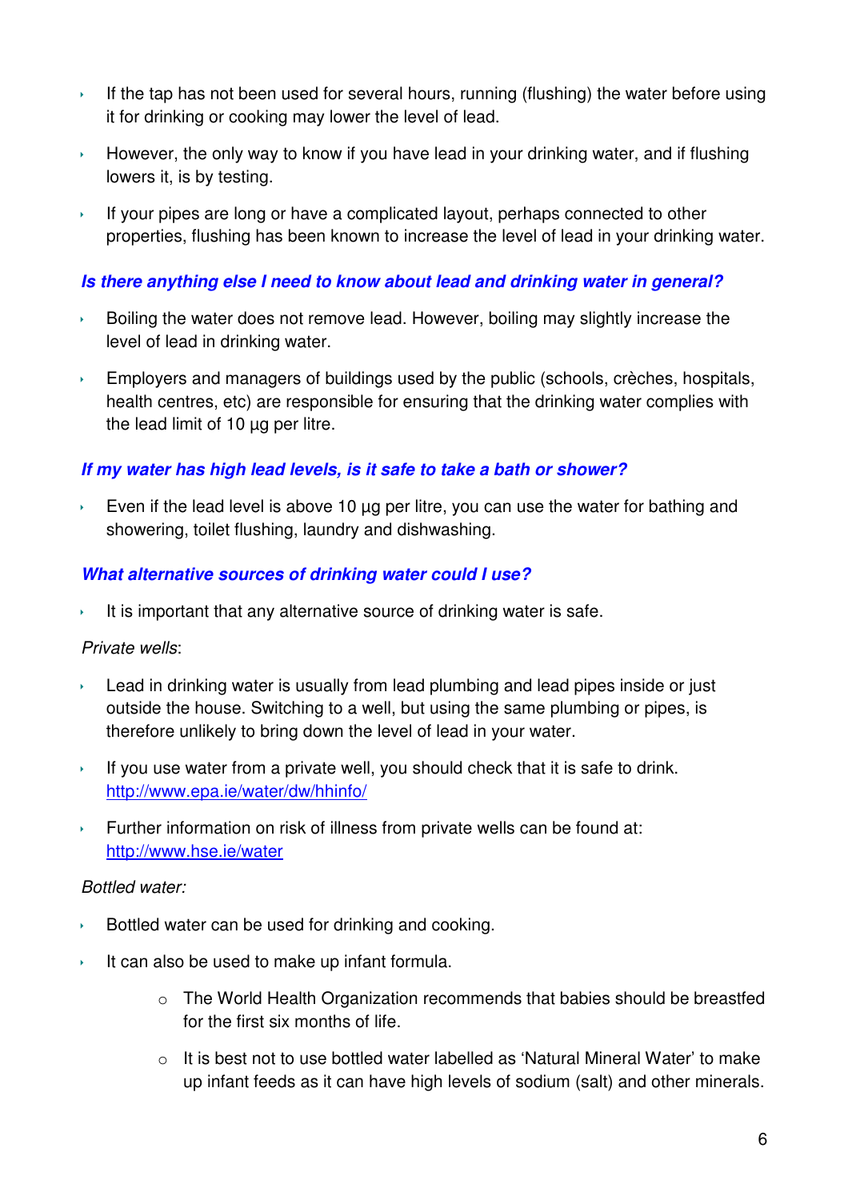- If the tap has not been used for several hours, running (flushing) the water before using it for drinking or cooking may lower the level of lead.
- However, the only way to know if you have lead in your drinking water, and if flushing lowers it, is by testing.
- If your pipes are long or have a complicated layout, perhaps connected to other properties, flushing has been known to increase the level of lead in your drinking water.

### *Is there anything else I need to know about lead and drinking water in general?*

- Boiling the water does not remove lead. However, boiling may slightly increase the level of lead in drinking water.
- Employers and managers of buildings used by the public (schools, crèches, hospitals, health centres, etc) are responsible for ensuring that the drinking water complies with the lead limit of 10 µg per litre.

### *If my water has high lead levels, is it safe to take a bath or shower?*

- Even if the lead level is above 10 µg per litre, you can use the water for bathing and showering, toilet flushing, laundry and dishwashing.

### *What alternative sources of drinking water could I use?*

- It is important that any alternative source of drinking water is safe.

*Private wells*:

- Lead in drinking water is usually from lead plumbing and lead pipes inside or just outside the house. Switching to a well, but using the same plumbing or pipes, is therefore unlikely to bring down the level of lead in your water.
- If you use water from a private well, you should check that it is safe to drink. http://www.epa.ie/water/dw/hhinfo/
- Further information on risk of illness from private wells can be found at: http://www.hse.ie/water

*Bottled water:*

- Bottled water can be used for drinking and cooking.
- It can also be used to make up infant formula.
  - The World Health Organization recommends that babies should be breastfed for the first six months of life.
  - It is best not to use bottled water labelled as 'Natural Mineral Water' to make up infant feeds as it can have high levels of sodium (salt) and other minerals.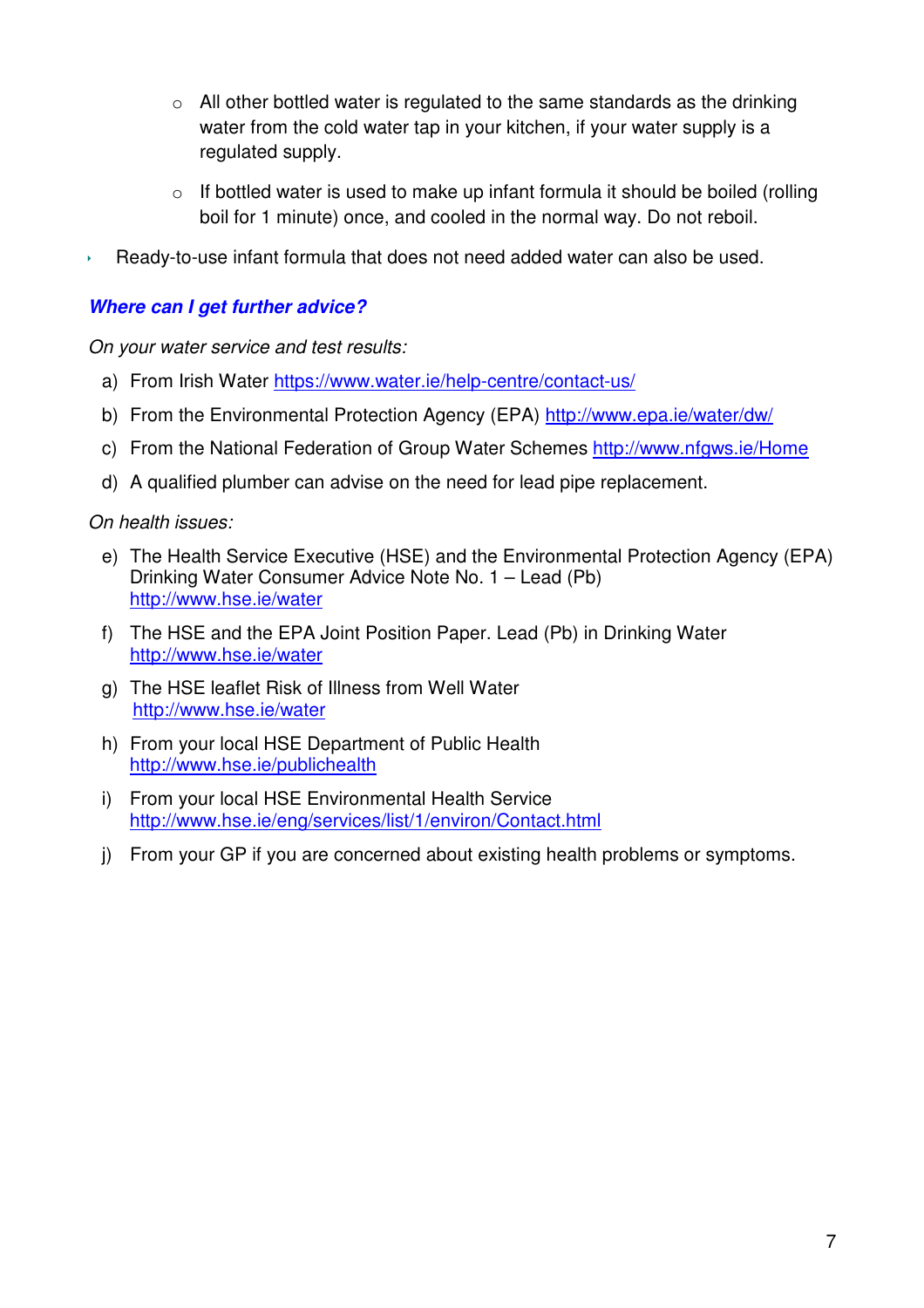- All other bottled water is regulated to the same standards as the drinking water from the cold water tap in your kitchen, if your water supply is a regulated supply.
  - If bottled water is used to make up infant formula it should be boiled (rolling boil for 1 minute) once, and cooled in the normal way. Do not reboil.
- Ready-to-use infant formula that does not need added water can also be used.

### *Where can I get further advice?*

*On your water service and test results:*

a) From Irish Water https://www.water.ie/help-centre/contact-us/

b) From the Environmental Protection Agency (EPA) http://www.epa.ie/water/dw/

c) From the National Federation of Group Water Schemes http://www.nfgws.ie/Home

d) A qualified plumber can advise on the need for lead pipe replacement.

*On health issues:*

e) The Health Service Executive (HSE) and the Environmental Protection Agency (EPA) Drinking Water Consumer Advice Note No. 1 – Lead (Pb) http://www.hse.ie/water

f) The HSE and the EPA Joint Position Paper. Lead (Pb) in Drinking Water http://www.hse.ie/water

g) The HSE leaflet Risk of Illness from Well Water http://www.hse.ie/water

h) From your local HSE Department of Public Health http://www.hse.ie/publichealth

i) From your local HSE Environmental Health Service http://www.hse.ie/eng/services/list/1/environ/Contact.html

j) From your GP if you are concerned about existing health problems or symptoms.